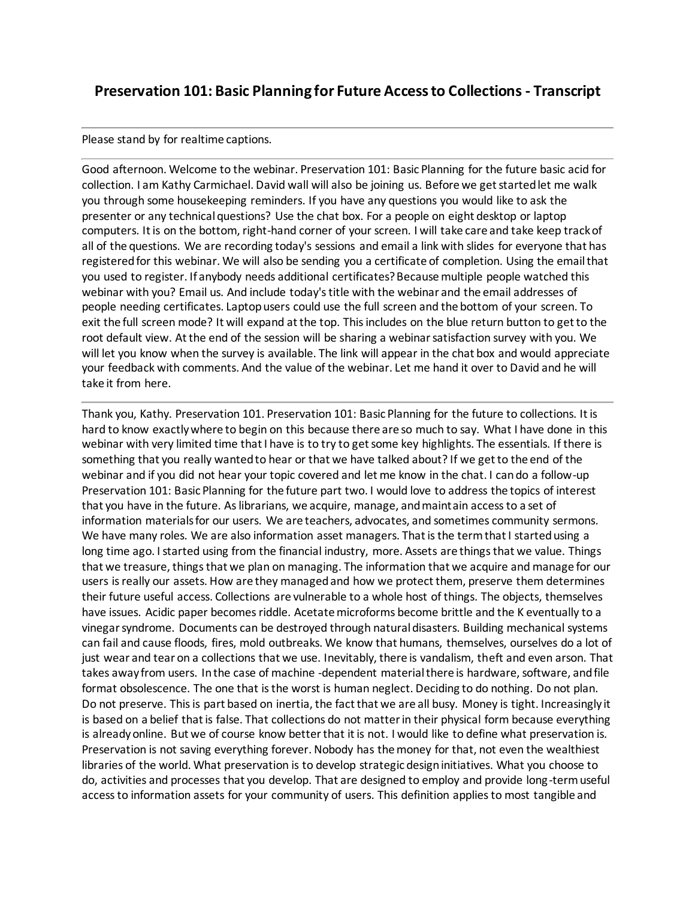# Preservation 101: Basic Planning for Future Access to Collections - Transcript

---

Please stand by for realtime captions.

---

Good afternoon. Welcome to the webinar. Preservation 101: Basic Planning for the future basic acid for collection. I am Kathy Carmichael. David wall will also be joining us. Before we get started let me walk you through some housekeeping reminders. If you have any questions you would like to ask the presenter or any technical questions? Use the chat box. For a people on eight desktop or laptop computers. It is on the bottom, right-hand corner of your screen. I will take care and take keep track of all of the questions. We are recording today's sessions and email a link with slides for everyone that has registered for this webinar. We will also be sending you a certificate of completion. Using the email that you used to register. If anybody needs additional certificates? Because multiple people watched this webinar with you? Email us. And include today's title with the webinar and the email addresses of people needing certificates. Laptop users could use the full screen and the bottom of your screen. To exit the full screen mode? It will expand at the top. This includes on the blue return button to get to the root default view. At the end of the session will be sharing a webinar satisfaction survey with you. We will let you know when the survey is available. The link will appear in the chat box and would appreciate your feedback with comments. And the value of the webinar. Let me hand it over to David and he will take it from here.

---

Thank you, Kathy. Preservation 101. Preservation 101: Basic Planning for the future to collections. It is hard to know exactly where to begin on this because there are so much to say. What I have done in this webinar with very limited time that I have is to try to get some key highlights. The essentials. If there is something that you really wanted to hear or that we have talked about? If we get to the end of the webinar and if you did not hear your topic covered and let me know in the chat. I can do a follow-up Preservation 101: Basic Planning for the future part two. I would love to address the topics of interest that you have in the future. As librarians, we acquire, manage, and maintain access to a set of information materials for our users. We are teachers, advocates, and sometimes community sermons. We have many roles. We are also information asset managers. That is the term that I started using a long time ago. I started using from the financial industry, more. Assets are things that we value. Things that we treasure, things that we plan on managing. The information that we acquire and manage for our users is really our assets. How are they managed and how we protect them, preserve them determines their future useful access. Collections are vulnerable to a whole host of things. The objects, themselves have issues. Acidic paper becomes riddle. Acetate microforms become brittle and the K eventually to a vinegar syndrome. Documents can be destroyed through natural disasters. Building mechanical systems can fail and cause floods, fires, mold outbreaks. We know that humans, themselves, ourselves do a lot of just wear and tear on a collections that we use. Inevitably, there is vandalism, theft and even arson. That takes away from users. In the case of machine -dependent material there is hardware, software, and file format obsolescence. The one that is the worst is human neglect. Deciding to do nothing. Do not plan. Do not preserve. This is part based on inertia, the fact that we are all busy. Money is tight. Increasingly it is based on a belief that is false. That collections do not matter in their physical form because everything is already online. But we of course know better that it is not. I would like to define what preservation is. Preservation is not saving everything forever. Nobody has the money for that, not even the wealthiest libraries of the world. What preservation is to develop strategic design initiatives. What you choose to do, activities and processes that you develop. That are designed to employ and provide long-term useful access to information assets for your community of users. This definition applies to most tangible and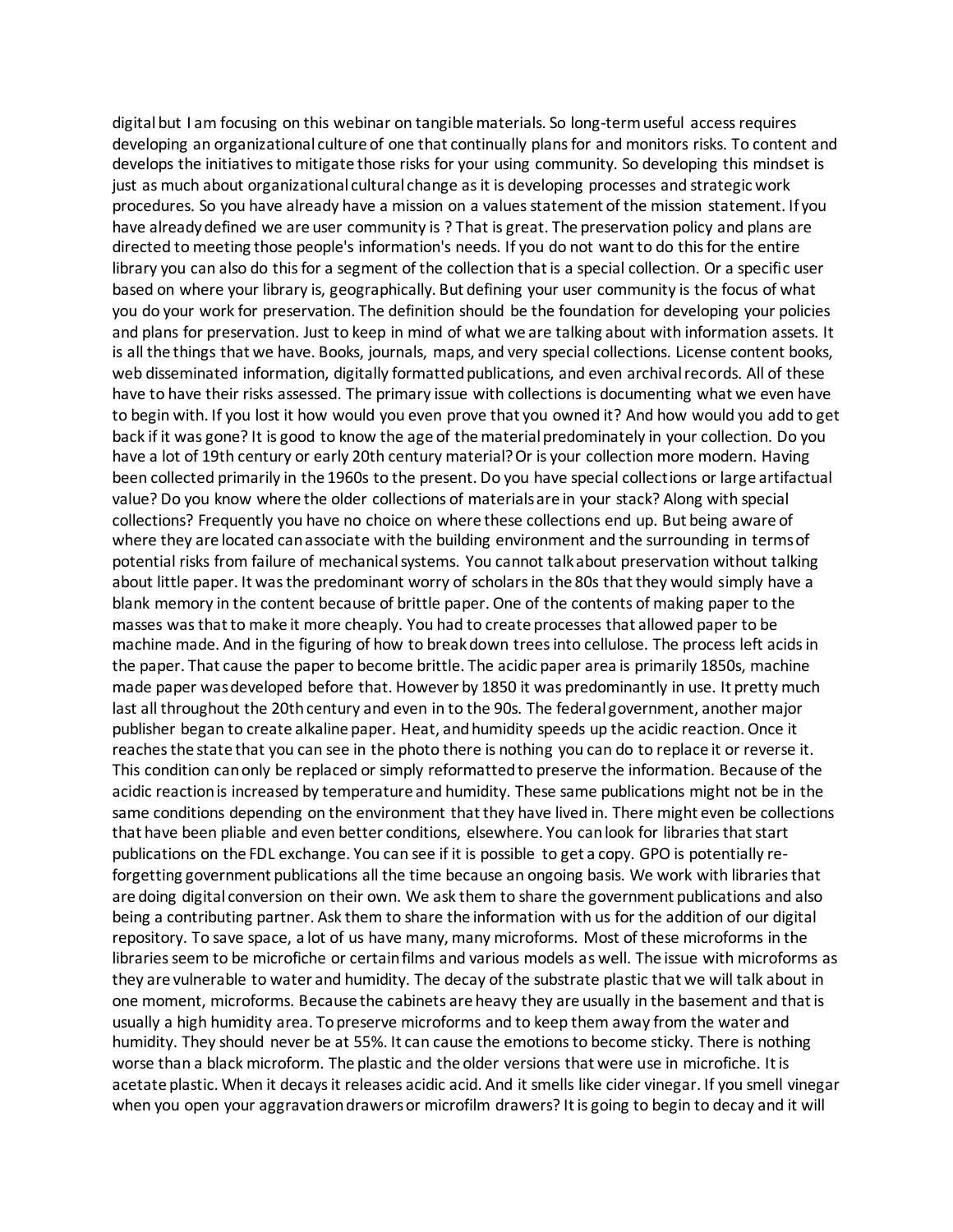digital but I am focusing on this webinar on tangible materials. So long-term useful access requires developing an organizational culture of one that continually plans for and monitors risks. To content and develops the initiatives to mitigate those risks for your using community. So developing this mindset is just as much about organizational cultural change as it is developing processes and strategic work procedures. So you have already have a mission on a values statement of the mission statement. If you have already defined we are user community is ? That is great. The preservation policy and plans are directed to meeting those people's information's needs. If you do not want to do this for the entire library you can also do this for a segment of the collection that is a special collection. Or a specific user based on where your library is, geographically. But defining your user community is the focus of what you do your work for preservation. The definition should be the foundation for developing your policies and plans for preservation. Just to keep in mind of what we are talking about with information assets. It is all the things that we have. Books, journals, maps, and very special collections. License content books, web disseminated information, digitally formatted publications, and even archival records. All of these have to have their risks assessed. The primary issue with collections is documenting what we even have to begin with. If you lost it how would you even prove that you owned it? And how would you add to get back if it was gone? It is good to know the age of the material predominately in your collection. Do you have a lot of 19th century or early 20th century material? Or is your collection more modern. Having been collected primarily in the 1960s to the present. Do you have special collections or large artifactual value? Do you know where the older collections of materials are in your stack? Along with special collections? Frequently you have no choice on where these collections end up. But being aware of where they are located can associate with the building environment and the surrounding in terms of potential risks from failure of mechanical systems. You cannot talk about preservation without talking about little paper. It was the predominant worry of scholars in the 80s that they would simply have a blank memory in the content because of brittle paper. One of the contents of making paper to the masses was that to make it more cheaply. You had to create processes that allowed paper to be machine made. And in the figuring of how to break down trees into cellulose. The process left acids in the paper. That cause the paper to become brittle. The acidic paper area is primarily 1850s, machine made paper was developed before that. However by 1850 it was predominantly in use. It pretty much last all throughout the 20th century and even in to the 90s. The federal government, another major publisher began to create alkaline paper. Heat, and humidity speeds up the acidic reaction. Once it reaches the state that you can see in the photo there is nothing you can do to replace it or reverse it. This condition can only be replaced or simply reformatted to preserve the information. Because of the acidic reaction is increased by temperature and humidity. These same publications might not be in the same conditions depending on the environment that they have lived in. There might even be collections that have been pliable and even better conditions, elsewhere. You can look for libraries that start publications on the FDL exchange. You can see if it is possible to get a copy. GPO is potentially re-forgetting government publications all the time because an ongoing basis. We work with libraries that are doing digital conversion on their own. We ask them to share the government publications and also being a contributing partner. Ask them to share the information with us for the addition of our digital repository. To save space, a lot of us have many, many microforms. Most of these microforms in the libraries seem to be microfiche or certain films and various models as well. The issue with microforms as they are vulnerable to water and humidity. The decay of the substrate plastic that we will talk about in one moment, microforms. Because the cabinets are heavy they are usually in the basement and that is usually a high humidity area. To preserve microforms and to keep them away from the water and humidity. They should never be at 55%. It can cause the emotions to become sticky. There is nothing worse than a black microform. The plastic and the older versions that were use in microfiche. It is acetate plastic. When it decays it releases acidic acid. And it smells like cider vinegar. If you smell vinegar when you open your aggravation drawers or microfilm drawers? It is going to begin to decay and it will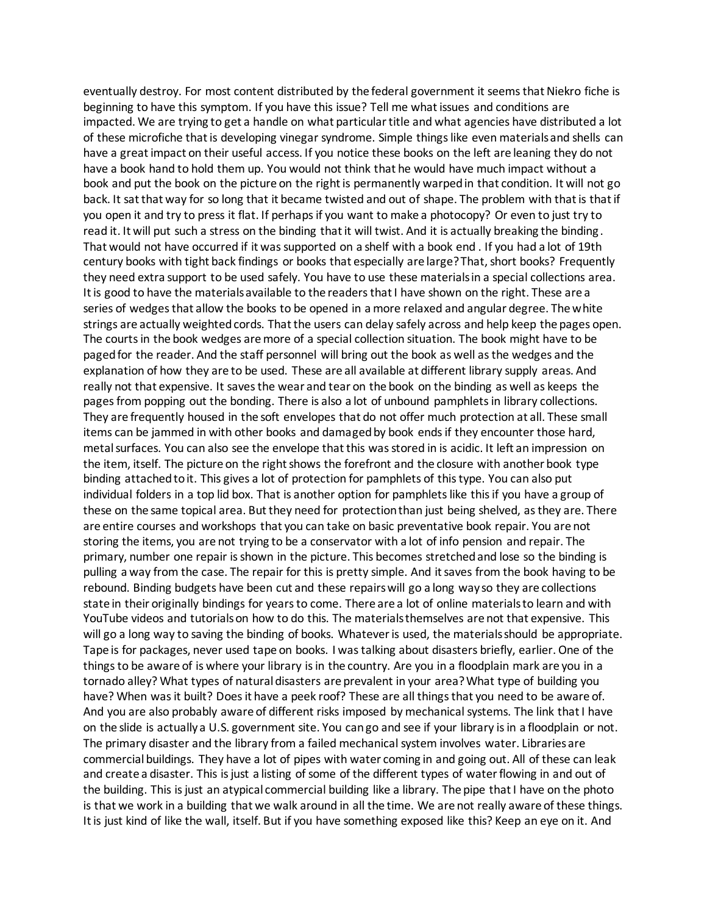eventually destroy. For most content distributed by the federal government it seems that Niekro fiche is beginning to have this symptom. If you have this issue? Tell me what issues and conditions are impacted. We are trying to get a handle on what particular title and what agencies have distributed a lot of these microfiche that is developing vinegar syndrome. Simple things like even materials and shells can have a great impact on their useful access. If you notice these books on the left are leaning they do not have a book hand to hold them up. You would not think that he would have much impact without a book and put the book on the picture on the right is permanently warped in that condition. It will not go back. It sat that way for so long that it became twisted and out of shape. The problem with that is that if you open it and try to press it flat. If perhaps if you want to make a photocopy? Or even to just try to read it. It will put such a stress on the binding that it will twist. And it is actually breaking the binding. That would not have occurred if it was supported on a shelf with a book end . If you had a lot of 19th century books with tight back findings or books that especially are large? That, short books? Frequently they need extra support to be used safely. You have to use these materials in a special collections area. It is good to have the materials available to the readers that I have shown on the right. These are a series of wedges that allow the books to be opened in a more relaxed and angular degree. The white strings are actually weighted cords. That the users can delay safely across and help keep the pages open. The courts in the book wedges are more of a special collection situation. The book might have to be paged for the reader. And the staff personnel will bring out the book as well as the wedges and the explanation of how they are to be used. These are all available at different library supply areas. And really not that expensive. It saves the wear and tear on the book on the binding as well as keeps the pages from popping out the bonding. There is also a lot of unbound pamphlets in library collections. They are frequently housed in the soft envelopes that do not offer much protection at all. These small items can be jammed in with other books and damaged by book ends if they encounter those hard, metal surfaces. You can also see the envelope that this was stored in is acidic. It left an impression on the item, itself. The picture on the right shows the forefront and the closure with another book type binding attached to it. This gives a lot of protection for pamphlets of this type. You can also put individual folders in a top lid box. That is another option for pamphlets like this if you have a group of these on the same topical area. But they need for protection than just being shelved, as they are. There are entire courses and workshops that you can take on basic preventative book repair. You are not storing the items, you are not trying to be a conservator with a lot of info pension and repair. The primary, number one repair is shown in the picture. This becomes stretched and lose so the binding is pulling a way from the case. The repair for this is pretty simple. And it saves from the book having to be rebound. Binding budgets have been cut and these repairs will go a long way so they are collections state in their originally bindings for years to come. There are a lot of online materials to learn and with YouTube videos and tutorials on how to do this. The materials themselves are not that expensive. This will go a long way to saving the binding of books. Whatever is used, the materials should be appropriate. Tape is for packages, never used tape on books. I was talking about disasters briefly, earlier. One of the things to be aware of is where your library is in the country. Are you in a floodplain mark are you in a tornado alley? What types of natural disasters are prevalent in your area? What type of building you have? When was it built? Does it have a peek roof? These are all things that you need to be aware of. And you are also probably aware of different risks imposed by mechanical systems. The link that I have on the slide is actually a U.S. government site. You can go and see if your library is in a floodplain or not. The primary disaster and the library from a failed mechanical system involves water. Libraries are commercial buildings. They have a lot of pipes with water coming in and going out. All of these can leak and create a disaster. This is just a listing of some of the different types of water flowing in and out of the building. This is just an atypical commercial building like a library. The pipe that I have on the photo is that we work in a building that we walk around in all the time. We are not really aware of these things. It is just kind of like the wall, itself. But if you have something exposed like this? Keep an eye on it. And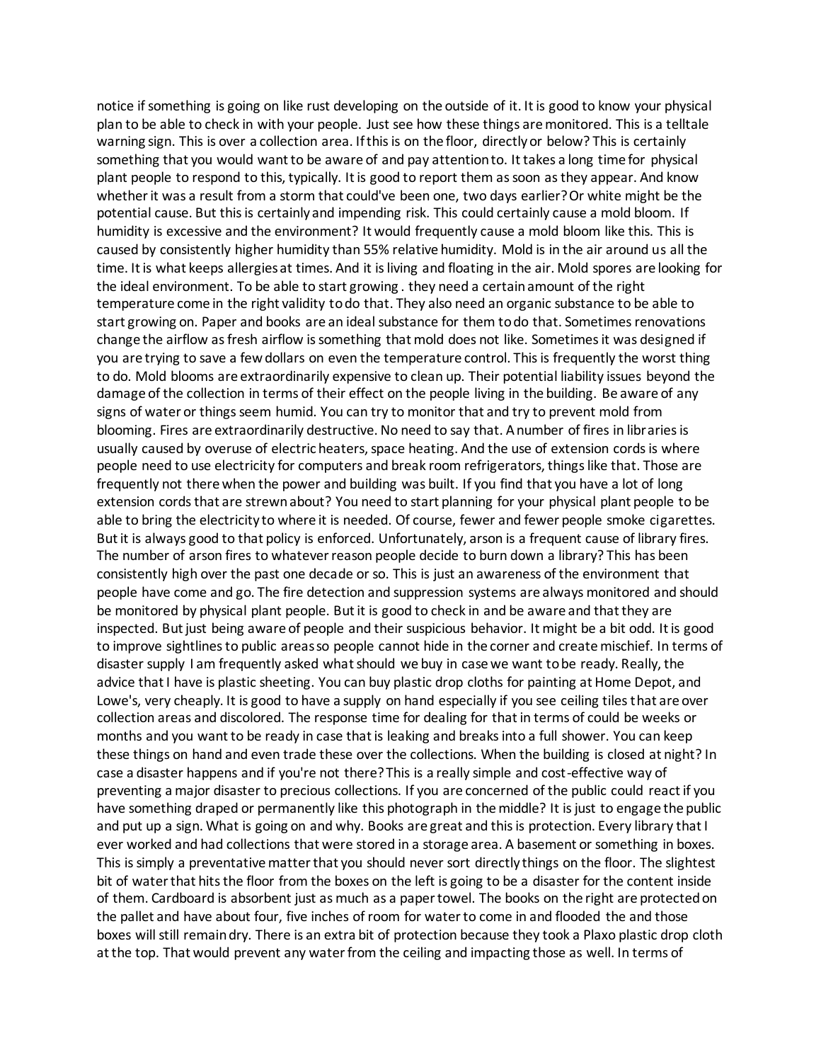notice if something is going on like rust developing on the outside of it. It is good to know your physical plan to be able to check in with your people. Just see how these things are monitored. This is a telltale warning sign. This is over a collection area. If this is on the floor, directly or below? This is certainly something that you would want to be aware of and pay attention to. It takes a long time for physical plant people to respond to this, typically. It is good to report them as soon as they appear. And know whether it was a result from a storm that could've been one, two days earlier? Or white might be the potential cause. But this is certainly and impending risk. This could certainly cause a mold bloom. If humidity is excessive and the environment? It would frequently cause a mold bloom like this. This is caused by consistently higher humidity than 55% relative humidity. Mold is in the air around us all the time. It is what keeps allergies at times. And it is living and floating in the air. Mold spores are looking for the ideal environment. To be able to start growing . they need a certain amount of the right temperature come in the right validity to do that. They also need an organic substance to be able to start growing on. Paper and books are an ideal substance for them to do that. Sometimes renovations change the airflow as fresh airflow is something that mold does not like. Sometimes it was designed if you are trying to save a few dollars on even the temperature control. This is frequently the worst thing to do. Mold blooms are extraordinarily expensive to clean up. Their potential liability issues beyond the damage of the collection in terms of their effect on the people living in the building. Be aware of any signs of water or things seem humid. You can try to monitor that and try to prevent mold from blooming. Fires are extraordinarily destructive. No need to say that. A number of fires in libraries is usually caused by overuse of electric heaters, space heating. And the use of extension cords is where people need to use electricity for computers and break room refrigerators, things like that. Those are frequently not there when the power and building was built. If you find that you have a lot of long extension cords that are strewn about? You need to start planning for your physical plant people to be able to bring the electricity to where it is needed. Of course, fewer and fewer people smoke cigarettes. But it is always good to that policy is enforced. Unfortunately, arson is a frequent cause of library fires. The number of arson fires to whatever reason people decide to burn down a library? This has been consistently high over the past one decade or so. This is just an awareness of the environment that people have come and go. The fire detection and suppression systems are always monitored and should be monitored by physical plant people. But it is good to check in and be aware and that they are inspected. But just being aware of people and their suspicious behavior. It might be a bit odd. It is good to improve sightlines to public areas so people cannot hide in the corner and create mischief. In terms of disaster supply I am frequently asked what should we buy in case we want to be ready. Really, the advice that I have is plastic sheeting. You can buy plastic drop cloths for painting at Home Depot, and Lowe's, very cheaply. It is good to have a supply on hand especially if you see ceiling tiles that are over collection areas and discolored. The response time for dealing for that in terms of could be weeks or months and you want to be ready in case that is leaking and breaks into a full shower. You can keep these things on hand and even trade these over the collections. When the building is closed at night? In case a disaster happens and if you're not there? This is a really simple and cost-effective way of preventing a major disaster to precious collections. If you are concerned of the public could react if you have something draped or permanently like this photograph in the middle? It is just to engage the public and put up a sign. What is going on and why. Books are great and this is protection. Every library that I ever worked and had collections that were stored in a storage area. A basement or something in boxes. This is simply a preventative matter that you should never sort directly things on the floor. The slightest bit of water that hits the floor from the boxes on the left is going to be a disaster for the content inside of them. Cardboard is absorbent just as much as a paper towel. The books on the right are protected on the pallet and have about four, five inches of room for water to come in and flooded the and those boxes will still remain dry. There is an extra bit of protection because they took a Plaxo plastic drop cloth at the top. That would prevent any water from the ceiling and impacting those as well. In terms of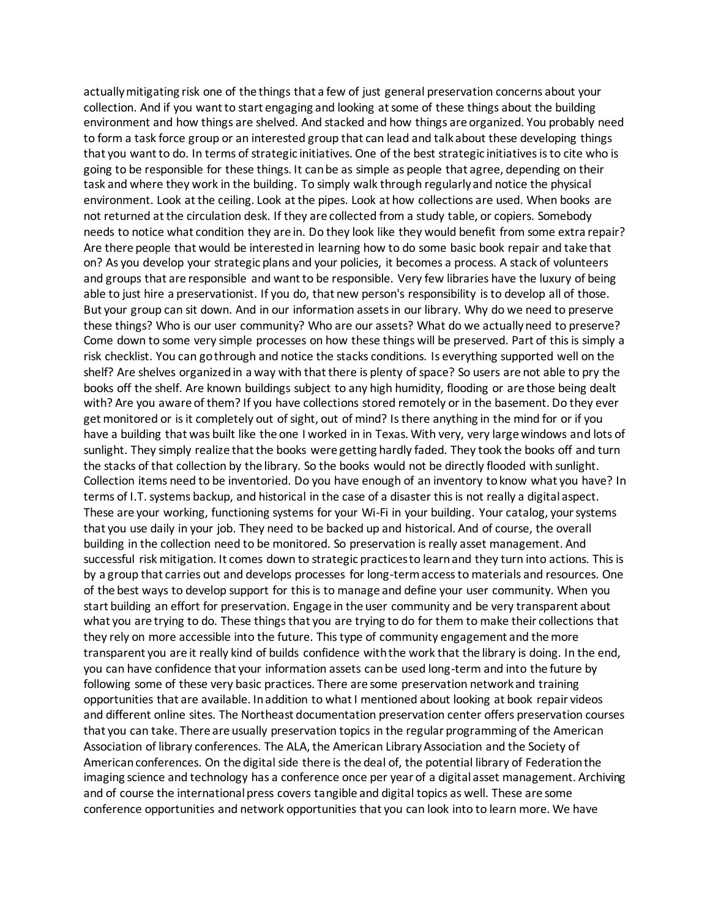actually mitigating risk one of the things that a few of just general preservation concerns about your collection. And if you want to start engaging and looking at some of these things about the building environment and how things are shelved. And stacked and how things are organized. You probably need to form a task force group or an interested group that can lead and talk about these developing things that you want to do. In terms of strategic initiatives. One of the best strategic initiatives is to cite who is going to be responsible for these things. It can be as simple as people that agree, depending on their task and where they work in the building. To simply walk through regularly and notice the physical environment. Look at the ceiling. Look at the pipes. Look at how collections are used. When books are not returned at the circulation desk. If they are collected from a study table, or copiers. Somebody needs to notice what condition they are in. Do they look like they would benefit from some extra repair? Are there people that would be interested in learning how to do some basic book repair and take that on? As you develop your strategic plans and your policies, it becomes a process. A stack of volunteers and groups that are responsible and want to be responsible. Very few libraries have the luxury of being able to just hire a preservationist. If you do, that new person's responsibility is to develop all of those. But your group can sit down. And in our information assets in our library. Why do we need to preserve these things? Who is our user community? Who are our assets? What do we actually need to preserve? Come down to some very simple processes on how these things will be preserved. Part of this is simply a risk checklist. You can go through and notice the stacks conditions. Is everything supported well on the shelf? Are shelves organized in a way with that there is plenty of space? So users are not able to pry the books off the shelf. Are known buildings subject to any high humidity, flooding or are those being dealt with? Are you aware of them? If you have collections stored remotely or in the basement. Do they ever get monitored or is it completely out of sight, out of mind? Is there anything in the mind for or if you have a building that was built like the one I worked in in Texas. With very, very large windows and lots of sunlight. They simply realize that the books were getting hardly faded. They took the books off and turn the stacks of that collection by the library. So the books would not be directly flooded with sunlight. Collection items need to be inventoried. Do you have enough of an inventory to know what you have? In terms of I.T. systems backup, and historical in the case of a disaster this is not really a digital aspect. These are your working, functioning systems for your Wi-Fi in your building. Your catalog, your systems that you use daily in your job. They need to be backed up and historical. And of course, the overall building in the collection need to be monitored. So preservation is really asset management. And successful risk mitigation. It comes down to strategic practices to learn and they turn into actions. This is by a group that carries out and develops processes for long-term access to materials and resources. One of the best ways to develop support for this is to manage and define your user community. When you start building an effort for preservation. Engage in the user community and be very transparent about what you are trying to do. These things that you are trying to do for them to make their collections that they rely on more accessible into the future. This type of community engagement and the more transparent you are it really kind of builds confidence with the work that the library is doing. In the end, you can have confidence that your information assets can be used long-term and into the future by following some of these very basic practices. There are some preservation network and training opportunities that are available. In addition to what I mentioned about looking at book repair videos and different online sites. The Northeast documentation preservation center offers preservation courses that you can take. There are usually preservation topics in the regular programming of the American Association of library conferences. The ALA, the American Library Association and the Society of American conferences. On the digital side there is the deal of, the potential library of Federation the imaging science and technology has a conference once per year of a digital asset management. Archiving and of course the international press covers tangible and digital topics as well. These are some conference opportunities and network opportunities that you can look into to learn more. We have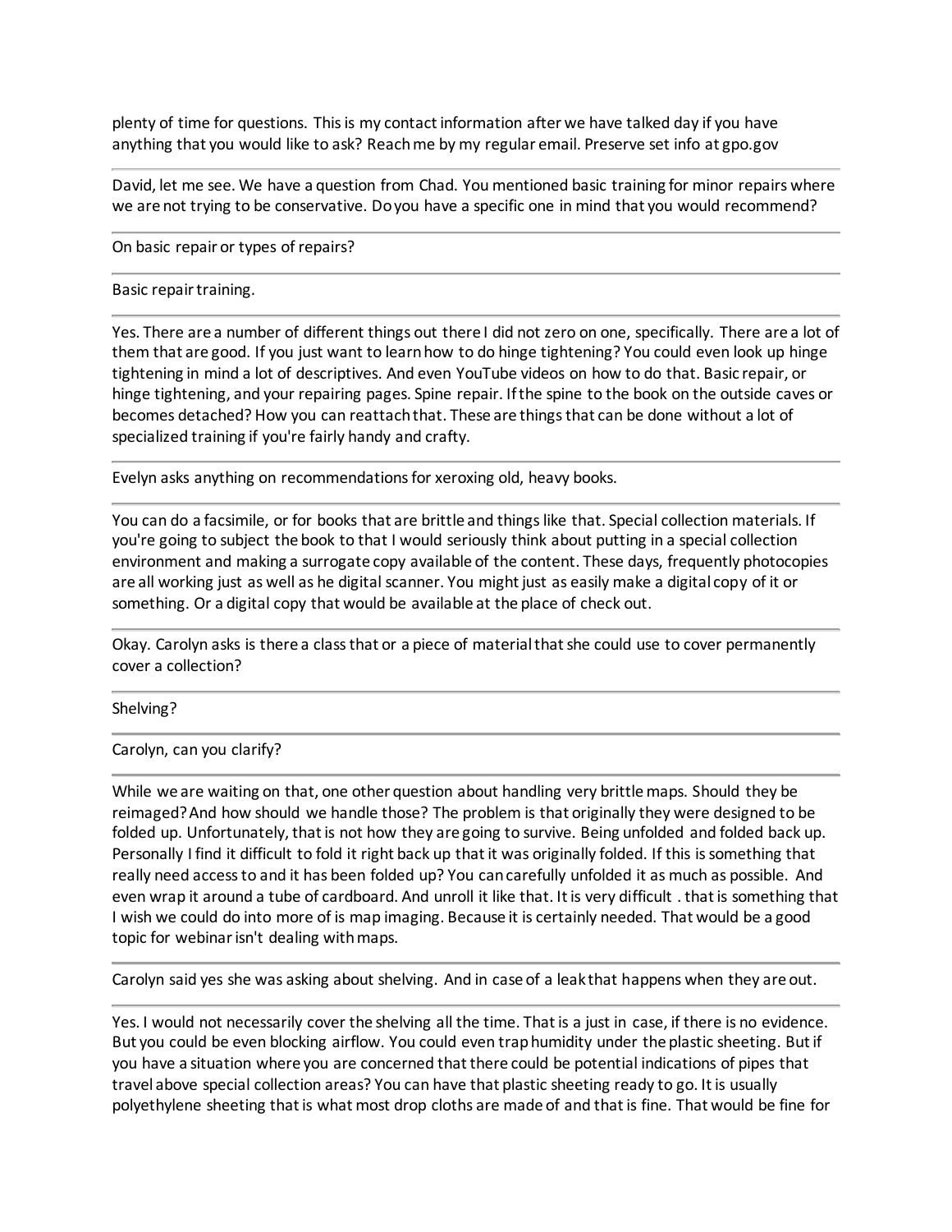plenty of time for questions. This is my contact information after we have talked day if you have anything that you would like to ask? Reach me by my regular email. Preserve set info at gpo.gov

---

David, let me see. We have a question from Chad. You mentioned basic training for minor repairs where we are not trying to be conservative. Do you have a specific one in mind that you would recommend?

---

On basic repair or types of repairs?

---

Basic repair training.

---

Yes. There are a number of different things out there I did not zero on one, specifically. There are a lot of them that are good. If you just want to learn how to do hinge tightening? You could even look up hinge tightening in mind a lot of descriptives. And even YouTube videos on how to do that. Basic repair, or hinge tightening, and your repairing pages. Spine repair. If the spine to the book on the outside caves or becomes detached? How you can reattach that. These are things that can be done without a lot of specialized training if you're fairly handy and crafty.

---

Evelyn asks anything on recommendations for xeroxing old, heavy books.

---

You can do a facsimile, or for books that are brittle and things like that. Special collection materials. If you're going to subject the book to that I would seriously think about putting in a special collection environment and making a surrogate copy available of the content. These days, frequently photocopies are all working just as well as he digital scanner. You might just as easily make a digital copy of it or something. Or a digital copy that would be available at the place of check out.

---

Okay. Carolyn asks is there a class that or a piece of material that she could use to cover permanently cover a collection?

---

Shelving?

---

Carolyn, can you clarify?

---

While we are waiting on that, one other question about handling very brittle maps. Should they be reimaged? And how should we handle those? The problem is that originally they were designed to be folded up. Unfortunately, that is not how they are going to survive. Being unfolded and folded back up. Personally I find it difficult to fold it right back up that it was originally folded. If this is something that really need access to and it has been folded up? You can carefully unfolded it as much as possible. And even wrap it around a tube of cardboard. And unroll it like that. It is very difficult . that is something that I wish we could do into more of is map imaging. Because it is certainly needed. That would be a good topic for webinar isn't dealing with maps.

---

Carolyn said yes she was asking about shelving. And in case of a leak that happens when they are out.

---

Yes. I would not necessarily cover the shelving all the time. That is a just in case, if there is no evidence. But you could be even blocking airflow. You could even trap humidity under the plastic sheeting. But if you have a situation where you are concerned that there could be potential indications of pipes that travel above special collection areas? You can have that plastic sheeting ready to go. It is usually polyethylene sheeting that is what most drop cloths are made of and that is fine. That would be fine for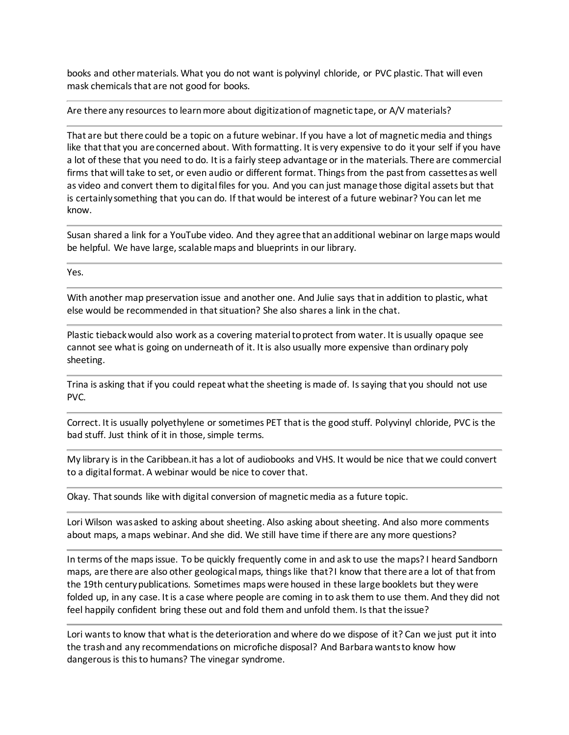books and other materials. What you do not want is polyvinyl chloride, or PVC plastic. That will even mask chemicals that are not good for books.

---

Are there any resources to learn more about digitization of magnetic tape, or A/V materials?

---

That are but there could be a topic on a future webinar. If you have a lot of magnetic media and things like that that you are concerned about. With formatting. It is very expensive to do it your self if you have a lot of these that you need to do. It is a fairly steep advantage or in the materials. There are commercial firms that will take to set, or even audio or different format. Things from the past from cassettes as well as video and convert them to digital files for you. And you can just manage those digital assets but that is certainly something that you can do. If that would be interest of a future webinar? You can let me know.

---

Susan shared a link for a YouTube video. And they agree that an additional webinar on large maps would be helpful. We have large, scalable maps and blueprints in our library.

---

Yes.

---

With another map preservation issue and another one. And Julie says that in addition to plastic, what else would be recommended in that situation? She also shares a link in the chat.

---

Plastic tieback would also work as a covering material to protect from water. It is usually opaque see cannot see what is going on underneath of it. It is also usually more expensive than ordinary poly sheeting.

---

Trina is asking that if you could repeat what the sheeting is made of. Is saying that you should not use PVC.

---

Correct. It is usually polyethylene or sometimes PET that is the good stuff. Polyvinyl chloride, PVC is the bad stuff. Just think of it in those, simple terms.

---

My library is in the Caribbean.it has a lot of audiobooks and VHS. It would be nice that we could convert to a digital format. A webinar would be nice to cover that.

---

Okay. That sounds like with digital conversion of magnetic media as a future topic.

---

Lori Wilson was asked to asking about sheeting. Also asking about sheeting. And also more comments about maps, a maps webinar. And she did. We still have time if there are any more questions?

---

In terms of the maps issue. To be quickly frequently come in and ask to use the maps? I heard Sandborn maps, are there are also other geological maps, things like that? I know that there are a lot of that from the 19th century publications. Sometimes maps were housed in these large booklets but they were folded up, in any case. It is a case where people are coming in to ask them to use them. And they did not feel happily confident bring these out and fold them and unfold them. Is that the issue?

---

Lori wants to know that what is the deterioration and where do we dispose of it? Can we just put it into the trash and any recommendations on microfiche disposal? And Barbara wants to know how dangerous is this to humans? The vinegar syndrome.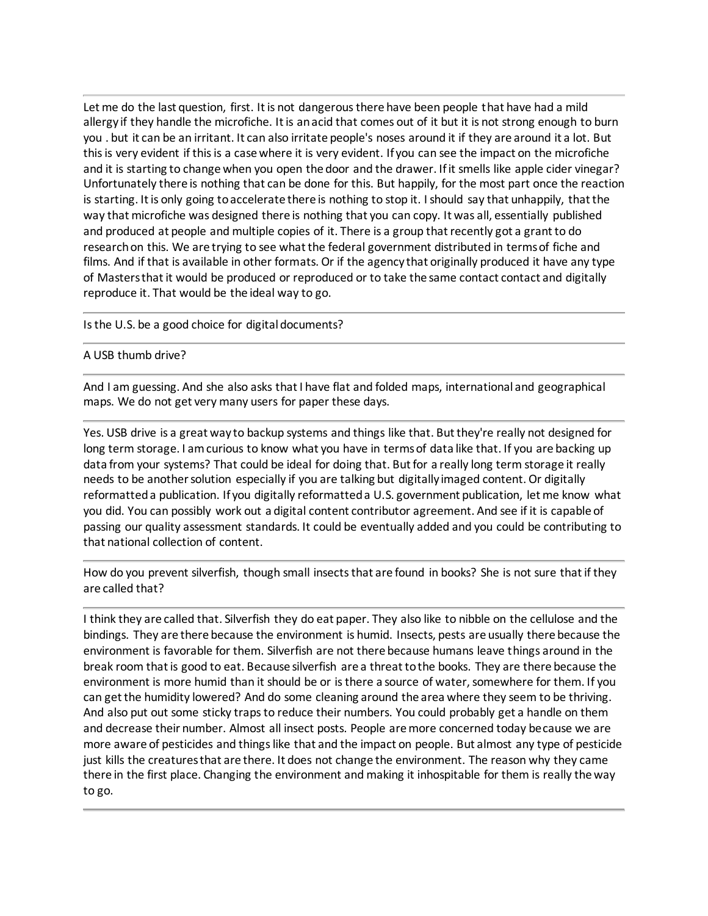Let me do the last question, first. It is not dangerous there have been people that have had a mild allergy if they handle the microfiche. It is an acid that comes out of it but it is not strong enough to burn you . but it can be an irritant. It can also irritate people's noses around it if they are around it a lot. But this is very evident if this is a case where it is very evident. If you can see the impact on the microfiche and it is starting to change when you open the door and the drawer. If it smells like apple cider vinegar? Unfortunately there is nothing that can be done for this. But happily, for the most part once the reaction is starting. It is only going to accelerate there is nothing to stop it. I should say that unhappily, that the way that microfiche was designed there is nothing that you can copy. It was all, essentially published and produced at people and multiple copies of it. There is a group that recently got a grant to do research on this. We are trying to see what the federal government distributed in terms of fiche and films. And if that is available in other formats. Or if the agency that originally produced it have any type of Masters that it would be produced or reproduced or to take the same contact contact and digitally reproduce it. That would be the ideal way to go.

---

Is the U.S. be a good choice for digital documents?

---

A USB thumb drive?

---

And I am guessing. And she also asks that I have flat and folded maps, international and geographical maps. We do not get very many users for paper these days.

---

Yes. USB drive is a great way to backup systems and things like that. But they're really not designed for long term storage. I am curious to know what you have in terms of data like that. If you are backing up data from your systems? That could be ideal for doing that. But for a really long term storage it really needs to be another solution especially if you are talking but digitally imaged content. Or digitally reformatted a publication. If you digitally reformatted a U.S. government publication, let me know what you did. You can possibly work out a digital content contributor agreement. And see if it is capable of passing our quality assessment standards. It could be eventually added and you could be contributing to that national collection of content.

---

How do you prevent silverfish, though small insects that are found in books? She is not sure that if they are called that?

---

I think they are called that. Silverfish they do eat paper. They also like to nibble on the cellulose and the bindings. They are there because the environment is humid. Insects, pests are usually there because the environment is favorable for them. Silverfish are not there because humans leave things around in the break room that is good to eat. Because silverfish are a threat to the books. They are there because the environment is more humid than it should be or is there a source of water, somewhere for them. If you can get the humidity lowered? And do some cleaning around the area where they seem to be thriving. And also put out some sticky traps to reduce their numbers. You could probably get a handle on them and decrease their number. Almost all insect posts. People are more concerned today because we are more aware of pesticides and things like that and the impact on people. But almost any type of pesticide just kills the creatures that are there. It does not change the environment. The reason why they came there in the first place. Changing the environment and making it inhospitable for them is really the way to go.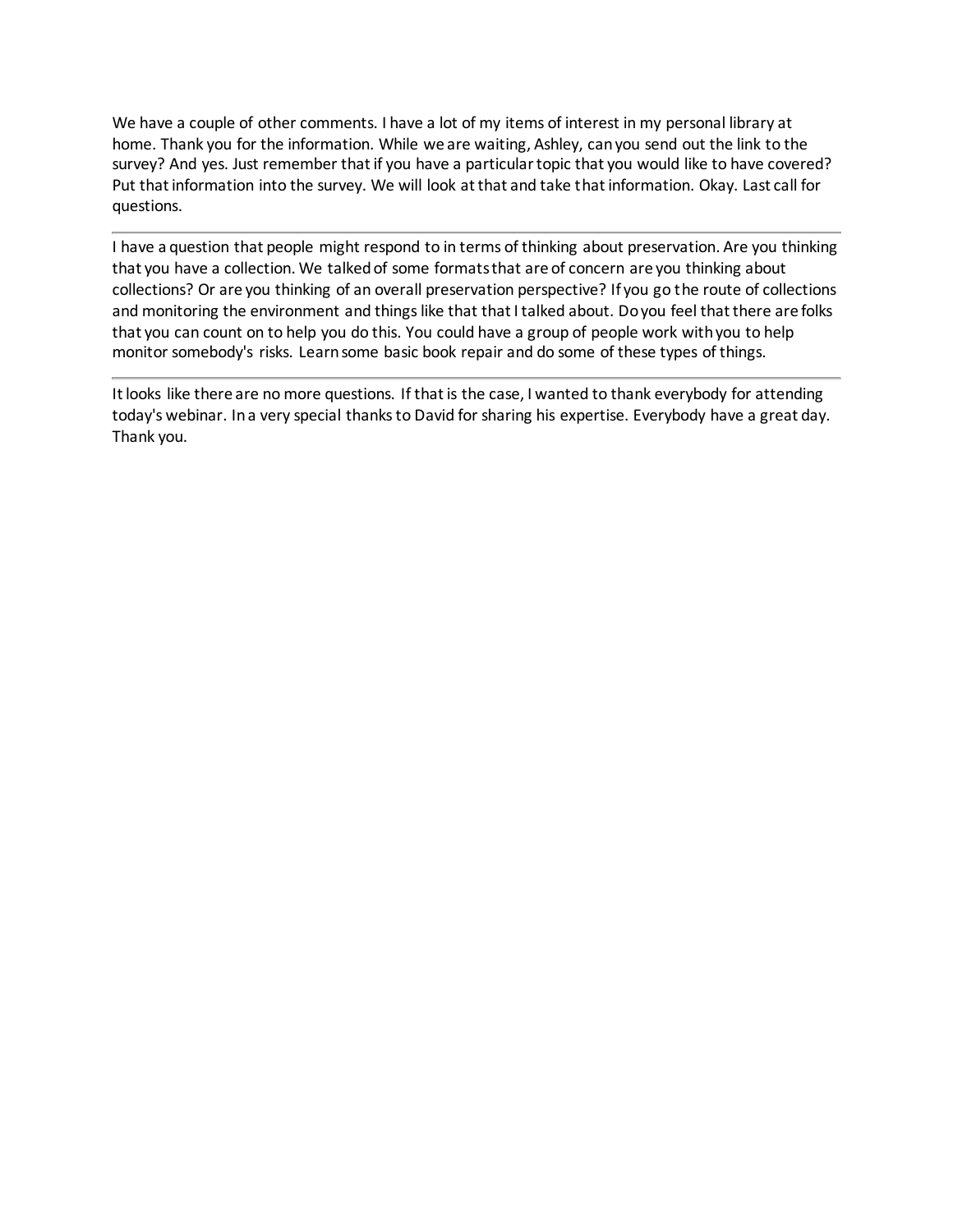We have a couple of other comments. I have a lot of my items of interest in my personal library at home. Thank you for the information. While we are waiting, Ashley, can you send out the link to the survey? And yes. Just remember that if you have a particular topic that you would like to have covered? Put that information into the survey. We will look at that and take that information. Okay. Last call for questions.

---

I have a question that people might respond to in terms of thinking about preservation. Are you thinking that you have a collection. We talked of some formats that are of concern are you thinking about collections? Or are you thinking of an overall preservation perspective? If you go the route of collections and monitoring the environment and things like that that I talked about. Do you feel that there are folks that you can count on to help you do this. You could have a group of people work with you to help monitor somebody's risks. Learn some basic book repair and do some of these types of things.

---

It looks like there are no more questions. If that is the case, I wanted to thank everybody for attending today's webinar. In a very special thanks to David for sharing his expertise. Everybody have a great day. Thank you.